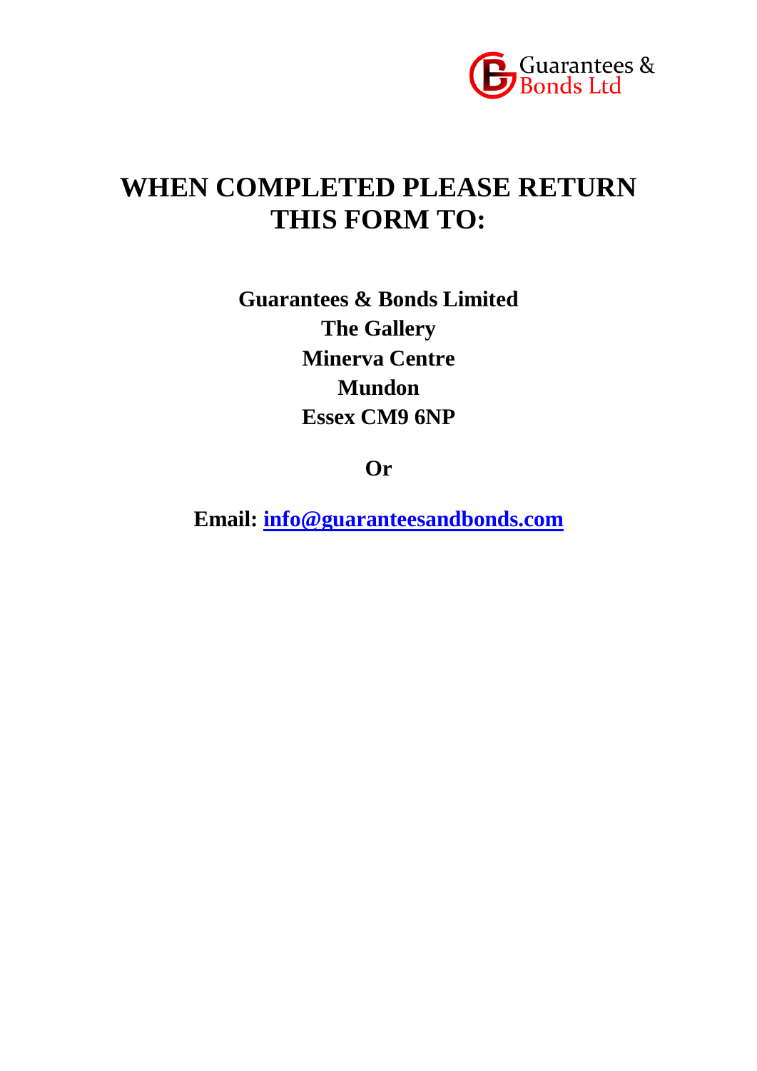Guarantees & Bonds Ltd

# WHEN COMPLETED PLEASE RETURN THIS FORM TO:

**Guarantees & Bonds Limited**
**The Gallery**
**Minerva Centre**
**Mundon**
**Essex CM9 6NP**

**Or**

**Email: info@guaranteesandbonds.com**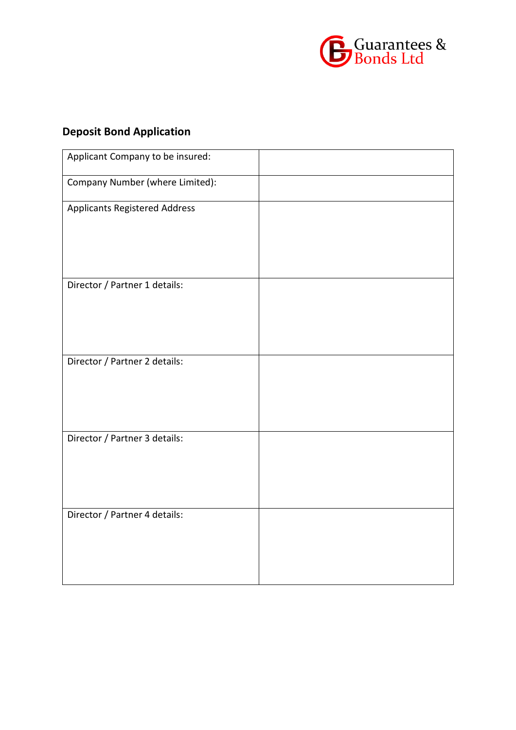Guarantees & Bonds Ltd

## Deposit Bond Application

| Applicant Company to be insured: | |
|---|---|
| Company Number (where Limited): | |
| Applicants Registered Address | |
| Director / Partner 1 details: | |
| Director / Partner 2 details: | |
| Director / Partner 3 details: | |
| Director / Partner 4 details: | |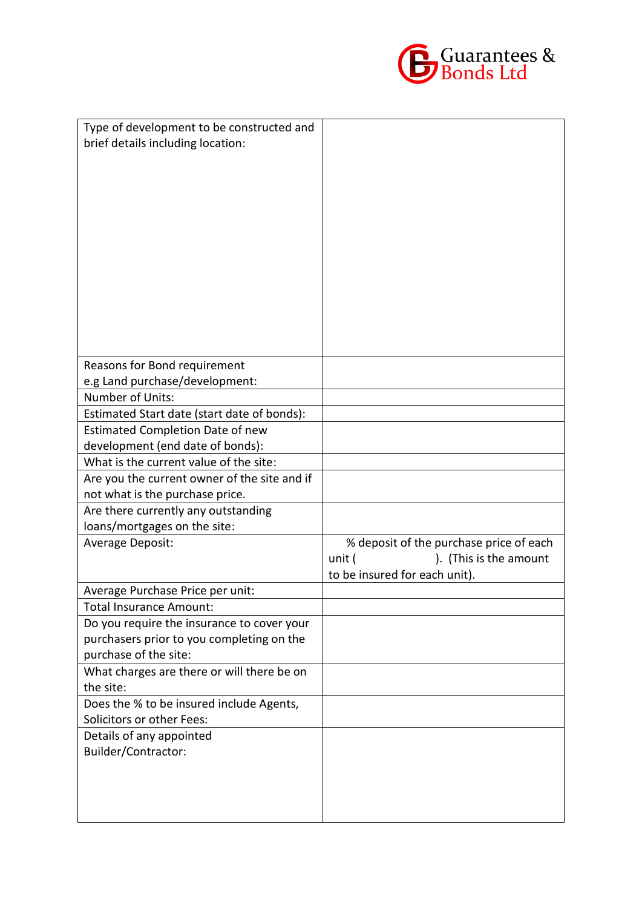| | |
|---|---|
| Type of development to be constructed and brief details including location: | |
| Reasons for Bond requirement e.g Land purchase/development: | |
| Number of Units: | |
| Estimated Start date (start date of bonds): | |
| Estimated Completion Date of new development (end date of bonds): | |
| What is the current value of the site: | |
| Are you the current owner of the site and if not what is the purchase price. | |
| Are there currently any outstanding loans/mortgages on the site: | |
| Average Deposit: | % deposit of the purchase price of each unit ( ). (This is the amount to be insured for each unit). |
| Average Purchase Price per unit: | |
| Total Insurance Amount: | |
| Do you require the insurance to cover your purchasers prior to you completing on the purchase of the site: | |
| What charges are there or will there be on the site: | |
| Does the % to be insured include Agents, Solicitors or other Fees: | |
| Details of any appointed Builder/Contractor: | |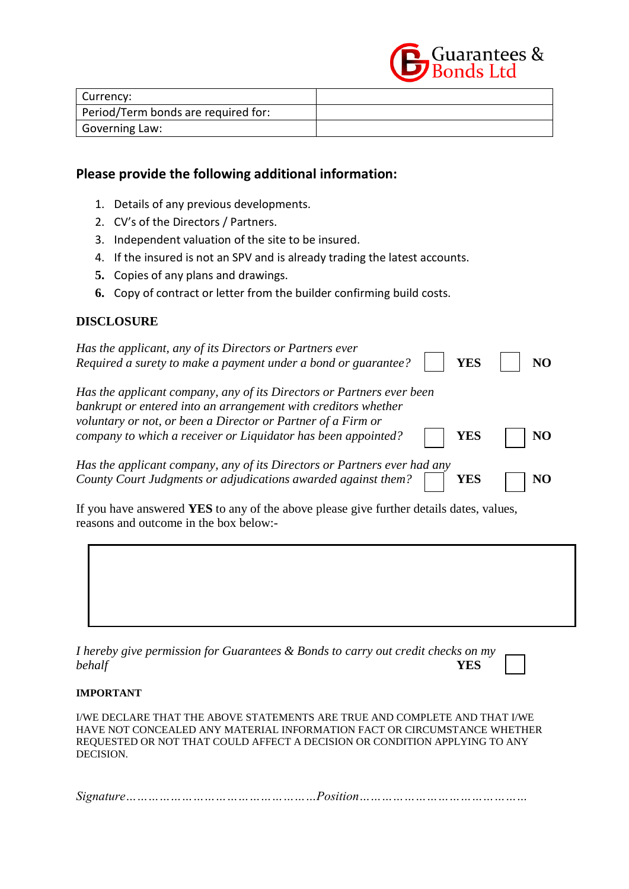Guarantees & Bonds Ltd

| Currency: | |
|---|---|
| Period/Term bonds are required for: | |
| Governing Law: | |

## Please provide the following additional information:

1. Details of any previous developments.
2. CV's of the Directors / Partners.
3. Independent valuation of the site to be insured.
4. If the insured is not an SPV and is already trading the latest accounts.
5. Copies of any plans and drawings.
6. Copy of contract or letter from the builder confirming build costs.

**DISCLOSURE**

*Has the applicant, any of its Directors or Partners ever Required a surety to make a payment under a bond or guarantee?* ☐ **YES** ☐ **NO**

*Has the applicant company, any of its Directors or Partners ever been bankrupt or entered into an arrangement with creditors whether voluntary or not, or been a Director or Partner of a Firm or company to which a receiver or Liquidator has been appointed?* ☐ **YES** ☐ **NO**

*Has the applicant company, any of its Directors or Partners ever had any County Court Judgments or adjudications awarded against them?* ☐ **YES** ☐ **NO**

If you have answered **YES** to any of the above please give further details dates, values, reasons and outcome in the box below:-

| |
|---|
| |

*I hereby give permission for Guarantees & Bonds to carry out credit checks on my behalf* **YES** ☐

**IMPORTANT**

I/WE DECLARE THAT THE ABOVE STATEMENTS ARE TRUE AND COMPLETE AND THAT I/WE HAVE NOT CONCEALED ANY MATERIAL INFORMATION FACT OR CIRCUMSTANCE WHETHER REQUESTED OR NOT THAT COULD AFFECT A DECISION OR CONDITION APPLYING TO ANY DECISION.

*Signature…………………………………………Position………………………………………*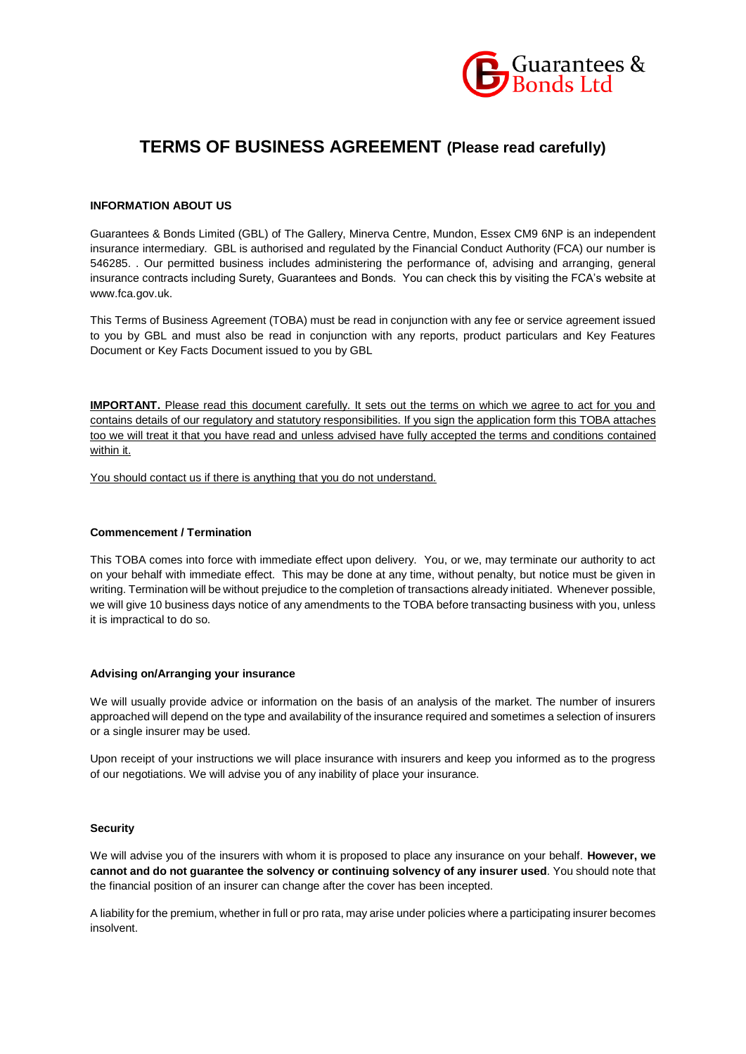# TERMS OF BUSINESS AGREEMENT (Please read carefully)

**INFORMATION ABOUT US**

Guarantees & Bonds Limited (GBL) of The Gallery, Minerva Centre, Mundon, Essex CM9 6NP is an independent insurance intermediary. GBL is authorised and regulated by the Financial Conduct Authority (FCA) our number is 546285. . Our permitted business includes administering the performance of, advising and arranging, general insurance contracts including Surety, Guarantees and Bonds. You can check this by visiting the FCA's website at www.fca.gov.uk.

This Terms of Business Agreement (TOBA) must be read in conjunction with any fee or service agreement issued to you by GBL and must also be read in conjunction with any reports, product particulars and Key Features Document or Key Facts Document issued to you by GBL

**IMPORTANT.** Please read this document carefully. It sets out the terms on which we agree to act for you and contains details of our regulatory and statutory responsibilities. If you sign the application form this TOBA attaches too we will treat it that you have read and unless advised have fully accepted the terms and conditions contained within it.

You should contact us if there is anything that you do not understand.

**Commencement / Termination**

This TOBA comes into force with immediate effect upon delivery. You, or we, may terminate our authority to act on your behalf with immediate effect. This may be done at any time, without penalty, but notice must be given in writing. Termination will be without prejudice to the completion of transactions already initiated. Whenever possible, we will give 10 business days notice of any amendments to the TOBA before transacting business with you, unless it is impractical to do so.

**Advising on/Arranging your insurance**

We will usually provide advice or information on the basis of an analysis of the market. The number of insurers approached will depend on the type and availability of the insurance required and sometimes a selection of insurers or a single insurer may be used.

Upon receipt of your instructions we will place insurance with insurers and keep you informed as to the progress of our negotiations. We will advise you of any inability of place your insurance.

**Security**

We will advise you of the insurers with whom it is proposed to place any insurance on your behalf. **However, we cannot and do not guarantee the solvency or continuing solvency of any insurer used**. You should note that the financial position of an insurer can change after the cover has been incepted.

A liability for the premium, whether in full or pro rata, may arise under policies where a participating insurer becomes insolvent.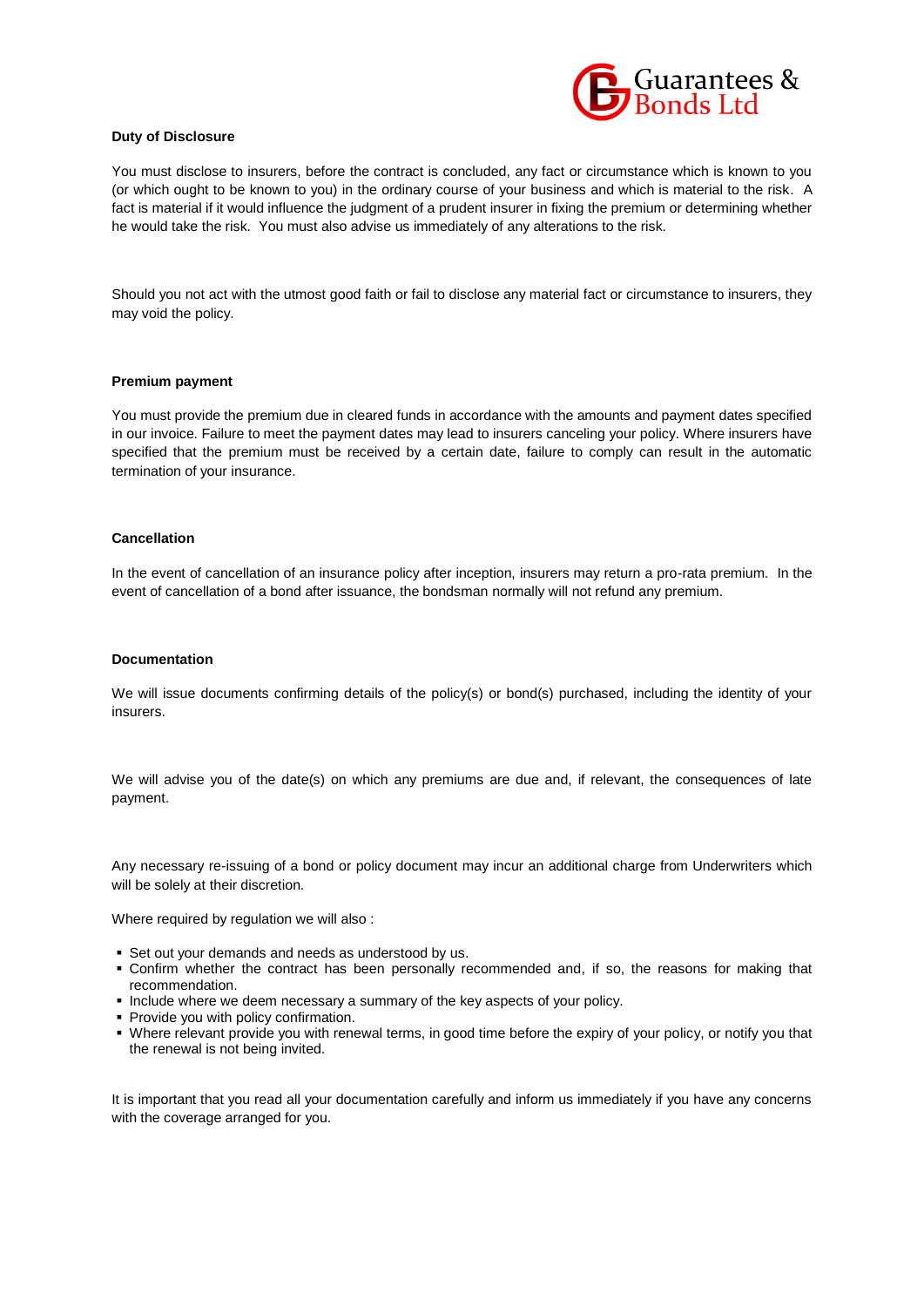**Duty of Disclosure**

You must disclose to insurers, before the contract is concluded, any fact or circumstance which is known to you (or which ought to be known to you) in the ordinary course of your business and which is material to the risk. A fact is material if it would influence the judgment of a prudent insurer in fixing the premium or determining whether he would take the risk. You must also advise us immediately of any alterations to the risk.

Should you not act with the utmost good faith or fail to disclose any material fact or circumstance to insurers, they may void the policy.

**Premium payment**

You must provide the premium due in cleared funds in accordance with the amounts and payment dates specified in our invoice. Failure to meet the payment dates may lead to insurers canceling your policy. Where insurers have specified that the premium must be received by a certain date, failure to comply can result in the automatic termination of your insurance.

**Cancellation**

In the event of cancellation of an insurance policy after inception, insurers may return a pro-rata premium. In the event of cancellation of a bond after issuance, the bondsman normally will not refund any premium.

**Documentation**

We will issue documents confirming details of the policy(s) or bond(s) purchased, including the identity of your insurers.

We will advise you of the date(s) on which any premiums are due and, if relevant, the consequences of late payment.

Any necessary re-issuing of a bond or policy document may incur an additional charge from Underwriters which will be solely at their discretion.

Where required by regulation we will also :

- Set out your demands and needs as understood by us.
- Confirm whether the contract has been personally recommended and, if so, the reasons for making that recommendation.
- Include where we deem necessary a summary of the key aspects of your policy.
- Provide you with policy confirmation.
- Where relevant provide you with renewal terms, in good time before the expiry of your policy, or notify you that the renewal is not being invited.

It is important that you read all your documentation carefully and inform us immediately if you have any concerns with the coverage arranged for you.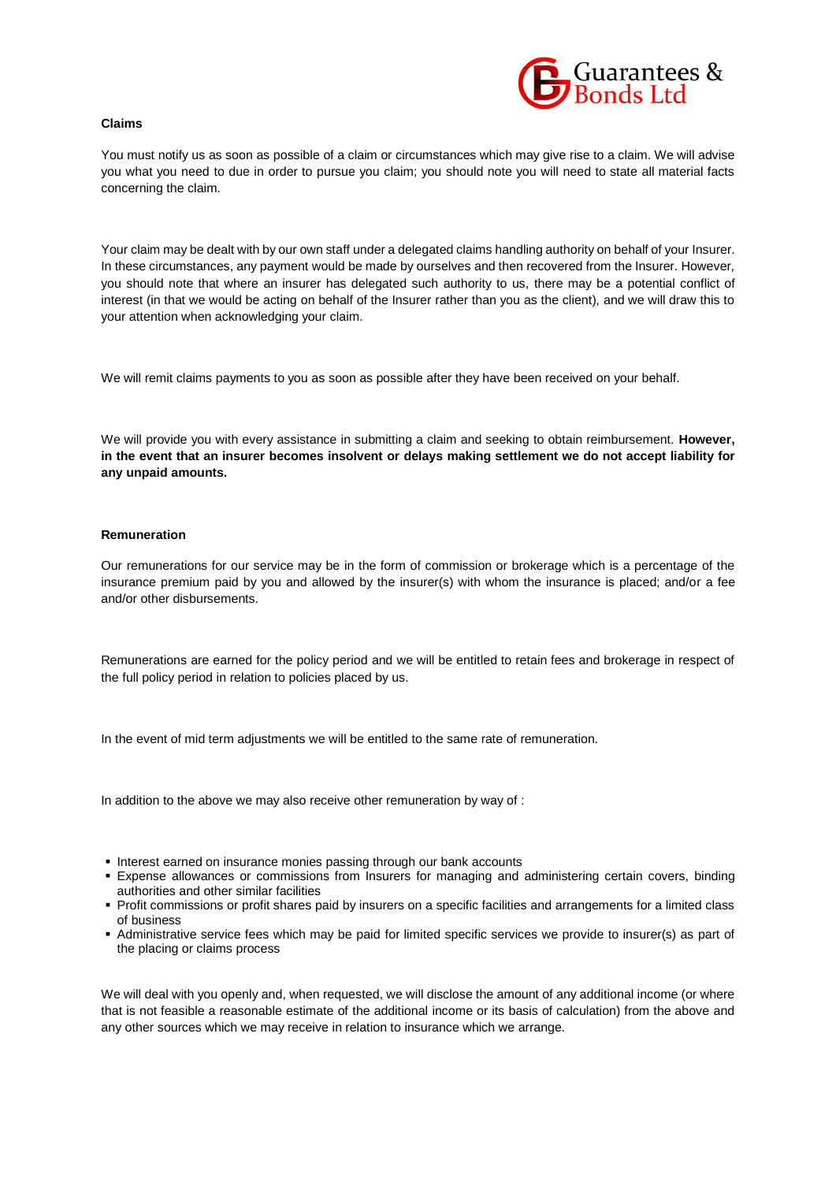**Claims**

You must notify us as soon as possible of a claim or circumstances which may give rise to a claim. We will advise you what you need to due in order to pursue you claim; you should note you will need to state all material facts concerning the claim.

Your claim may be dealt with by our own staff under a delegated claims handling authority on behalf of your Insurer. In these circumstances, any payment would be made by ourselves and then recovered from the Insurer. However, you should note that where an insurer has delegated such authority to us, there may be a potential conflict of interest (in that we would be acting on behalf of the Insurer rather than you as the client), and we will draw this to your attention when acknowledging your claim.

We will remit claims payments to you as soon as possible after they have been received on your behalf.

We will provide you with every assistance in submitting a claim and seeking to obtain reimbursement. **However, in the event that an insurer becomes insolvent or delays making settlement we do not accept liability for any unpaid amounts.**

**Remuneration**

Our remunerations for our service may be in the form of commission or brokerage which is a percentage of the insurance premium paid by you and allowed by the insurer(s) with whom the insurance is placed; and/or a fee and/or other disbursements.

Remunerations are earned for the policy period and we will be entitled to retain fees and brokerage in respect of the full policy period in relation to policies placed by us.

In the event of mid term adjustments we will be entitled to the same rate of remuneration.

In addition to the above we may also receive other remuneration by way of :

- Interest earned on insurance monies passing through our bank accounts
- Expense allowances or commissions from Insurers for managing and administering certain covers, binding authorities and other similar facilities
- Profit commissions or profit shares paid by insurers on a specific facilities and arrangements for a limited class of business
- Administrative service fees which may be paid for limited specific services we provide to insurer(s) as part of the placing or claims process

We will deal with you openly and, when requested, we will disclose the amount of any additional income (or where that is not feasible a reasonable estimate of the additional income or its basis of calculation) from the above and any other sources which we may receive in relation to insurance which we arrange.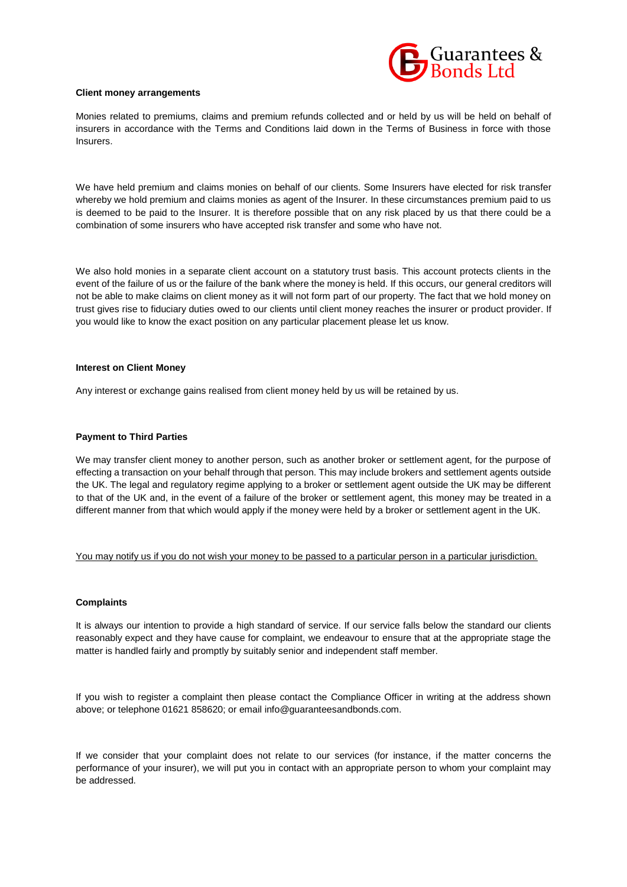**Client money arrangements**

Monies related to premiums, claims and premium refunds collected and or held by us will be held on behalf of insurers in accordance with the Terms and Conditions laid down in the Terms of Business in force with those Insurers.

We have held premium and claims monies on behalf of our clients. Some Insurers have elected for risk transfer whereby we hold premium and claims monies as agent of the Insurer. In these circumstances premium paid to us is deemed to be paid to the Insurer. It is therefore possible that on any risk placed by us that there could be a combination of some insurers who have accepted risk transfer and some who have not.

We also hold monies in a separate client account on a statutory trust basis. This account protects clients in the event of the failure of us or the failure of the bank where the money is held. If this occurs, our general creditors will not be able to make claims on client money as it will not form part of our property. The fact that we hold money on trust gives rise to fiduciary duties owed to our clients until client money reaches the insurer or product provider. If you would like to know the exact position on any particular placement please let us know.

**Interest on Client Money**

Any interest or exchange gains realised from client money held by us will be retained by us.

**Payment to Third Parties**

We may transfer client money to another person, such as another broker or settlement agent, for the purpose of effecting a transaction on your behalf through that person. This may include brokers and settlement agents outside the UK. The legal and regulatory regime applying to a broker or settlement agent outside the UK may be different to that of the UK and, in the event of a failure of the broker or settlement agent, this money may be treated in a different manner from that which would apply if the money were held by a broker or settlement agent in the UK.

<u>You may notify us if you do not wish your money to be passed to a particular person in a particular jurisdiction.</u>

**Complaints**

It is always our intention to provide a high standard of service. If our service falls below the standard our clients reasonably expect and they have cause for complaint, we endeavour to ensure that at the appropriate stage the matter is handled fairly and promptly by suitably senior and independent staff member.

If you wish to register a complaint then please contact the Compliance Officer in writing at the address shown above; or telephone 01621 858620; or email info@guaranteesandbonds.com.

If we consider that your complaint does not relate to our services (for instance, if the matter concerns the performance of your insurer), we will put you in contact with an appropriate person to whom your complaint may be addressed.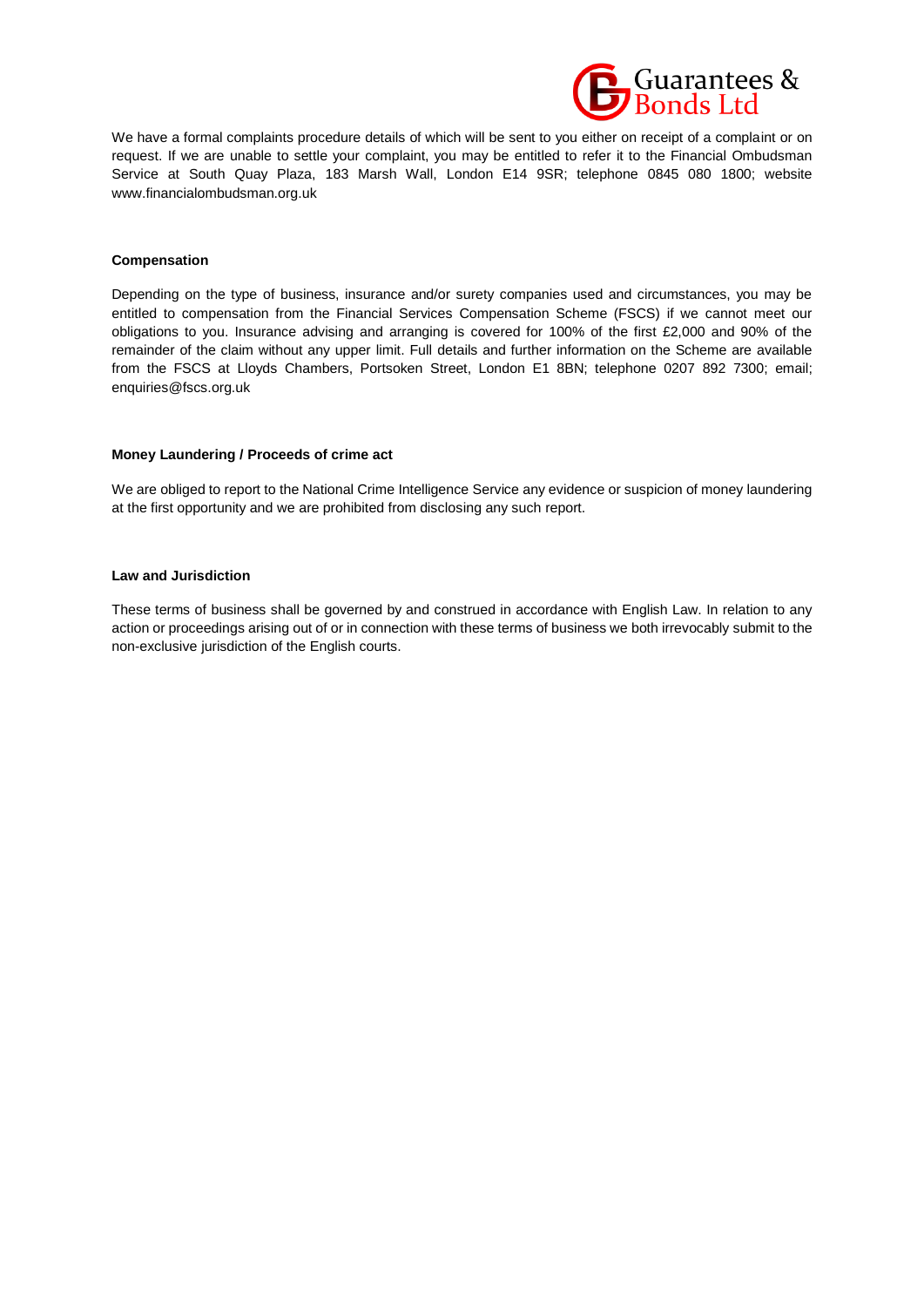We have a formal complaints procedure details of which will be sent to you either on receipt of a complaint or on request. If we are unable to settle your complaint, you may be entitled to refer it to the Financial Ombudsman Service at South Quay Plaza, 183 Marsh Wall, London E14 9SR; telephone 0845 080 1800; website www.financialombudsman.org.uk

**Compensation**

Depending on the type of business, insurance and/or surety companies used and circumstances, you may be entitled to compensation from the Financial Services Compensation Scheme (FSCS) if we cannot meet our obligations to you. Insurance advising and arranging is covered for 100% of the first £2,000 and 90% of the remainder of the claim without any upper limit. Full details and further information on the Scheme are available from the FSCS at Lloyds Chambers, Portsoken Street, London E1 8BN; telephone 0207 892 7300; email; enquiries@fscs.org.uk

**Money Laundering / Proceeds of crime act**

We are obliged to report to the National Crime Intelligence Service any evidence or suspicion of money laundering at the first opportunity and we are prohibited from disclosing any such report.

**Law and Jurisdiction**

These terms of business shall be governed by and construed in accordance with English Law. In relation to any action or proceedings arising out of or in connection with these terms of business we both irrevocably submit to the non-exclusive jurisdiction of the English courts.